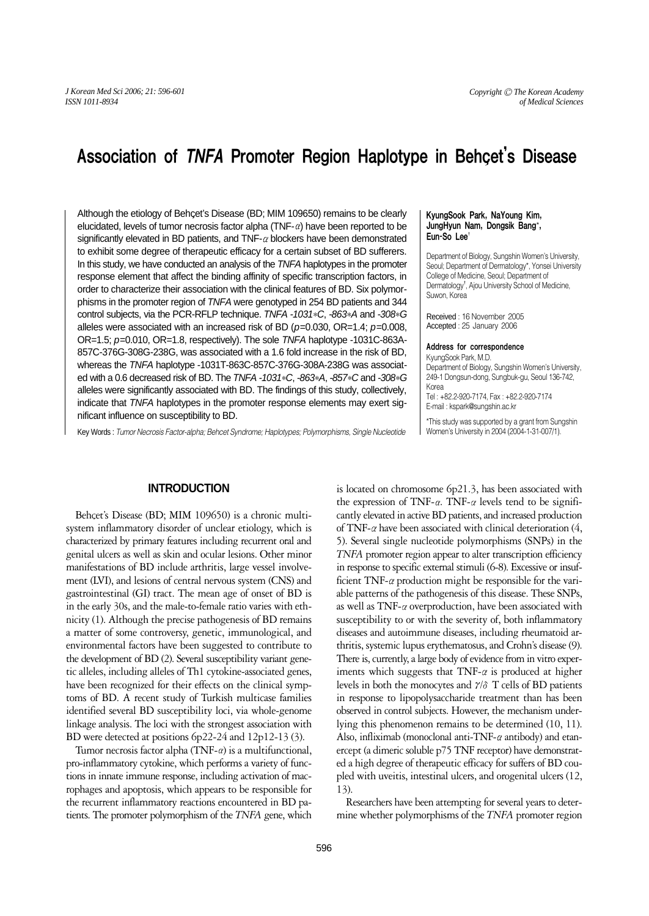# Association of *TNFA* Promoter Region Haplotype in Behçet's Disease

Although the etiology of Behçet's Disease (BD; MIM 109650) remains to be clearly elucidated, levels of tumor necrosis factor alpha (TNF-α) have been reported to be significantly elevated in BD patients, and TNF-α blockers have been demonstrated to exhibit some degree of therapeutic efficacy for a certain subset of BD sufferers. In this study, we have conducted an analysis of the *TNFA* haplotypes in the promoter response element that affect the binding affinity of specific transcription factors, in order to characterize their association with the clinical features of BD. Six polymorphisms in the promoter region of *TNFA* were genotyped in 254 BD patients and 344 control subjects, via the PCR-RFLP technique. *TNFA -1031*C*, *-863*A* and *-308*G* alleles were associated with an increased risk of BD ($p$=0.030, OR=1.4; $p$=0.008, OR=1.5; $p$=0.010, OR=1.8, respectively). The sole *TNFA* haplotype -1031C-863A-857C-376G-308G-238G, was associated with a 1.6 fold increase in the risk of BD, whereas the *TNFA* haplotype -1031T-863C-857C-376G-308A-238G was associated with a 0.6 decreased risk of BD. The *TNFA -1031*C*, *-863*A*, *-857*C* and *-308*G* alleles were significantly associated with BD. The findings of this study, collectively, indicate that *TNFA* haplotypes in the promoter response elements may exert significant influence on susceptibility to BD.

Key Words : *Tumor Necrosis Factor-alpha; Behcet Syndrome; Haplotypes; Polymorphisms, Single Nucleotide*

**KyungSook Park, NaYoung Kim, JungHyun Nam, Dongsik Bang\*, Eun-So Lee[†]**

Department of Biology, Sungshin Women's University, Seoul; Department of Dermatology\*, Yonsei University College of Medicine, Seoul; Department of Dermatology[†], Ajou University School of Medicine, Suwon, Korea

Received : 16 November 2005
Accepted : 25 January 2006

**Address for correspondence**
KyungSook Park, M.D.
Department of Biology, Sungshin Women's University, 249-1 Dongsun-dong, Sungbuk-gu, Seoul 136-742, Korea
Tel : +82.2-920-7174, Fax : +82.2-920-7174
E-mail : kspark@sungshin.ac.kr

\*This study was supported by a grant from Sungshin Women's University in 2004 (2004-1-31-007/1).

## INTRODUCTION

Behçet's Disease (BD; MIM 109650) is a chronic multisystem inflammatory disorder of unclear etiology, which is characterized by primary features including recurrent oral and genital ulcers as well as skin and ocular lesions. Other minor manifestations of BD include arthritis, large vessel involvement (LVI), and lesions of central nervous system (CNS) and gastrointestinal (GI) tract. The mean age of onset of BD is in the early 30s, and the male-to-female ratio varies with ethnicity (1). Although the precise pathogenesis of BD remains a matter of some controversy, genetic, immunological, and environmental factors have been suggested to contribute to the development of BD (2). Several susceptibility variant genetic alleles, including alleles of Th1 cytokine-associated genes, have been recognized for their effects on the clinical symptoms of BD. A recent study of Turkish multicase families identified several BD susceptibility loci, via whole-genome linkage analysis. The loci with the strongest association with BD were detected at positions 6p22-24 and 12p12-13 (3).

Tumor necrosis factor alpha (TNF-α) is a multifunctional, pro-inflammatory cytokine, which performs a variety of functions in innate immune response, including activation of macrophages and apoptosis, which appears to be responsible for the recurrent inflammatory reactions encountered in BD patients. The promoter polymorphism of the *TNFA* gene, which is located on chromosome 6p21.3, has been associated with the expression of TNF-α. TNF-α levels tend to be significantly elevated in active BD patients, and increased production of TNF-α have been associated with clinical deterioration (4, 5). Several single nucleotide polymorphisms (SNPs) in the *TNFA* promoter region appear to alter transcription efficiency in response to specific external stimuli (6-8). Excessive or insufficient TNF-α production might be responsible for the variable patterns of the pathogenesis of this disease. These SNPs, as well as TNF-α overproduction, have been associated with susceptibility to or with the severity of, both inflammatory diseases and autoimmune diseases, including rheumatoid arthritis, systemic lupus erythematosus, and Crohn's disease (9). There is, currently, a large body of evidence from in vitro experiments which suggests that TNF-α is produced at higher levels in both the monocytes and γ/δ T cells of BD patients in response to lipopolysaccharide treatment than has been observed in control subjects. However, the mechanism underlying this phenomenon remains to be determined (10, 11). Also, infliximab (monoclonal anti-TNF-α antibody) and etanercept (a dimeric soluble p75 TNF receptor) have demonstrated a high degree of therapeutic efficacy for suffers of BD coupled with uveitis, intestinal ulcers, and orogenital ulcers (12, 13).

Researchers have been attempting for several years to determine whether polymorphisms of the *TNFA* promoter region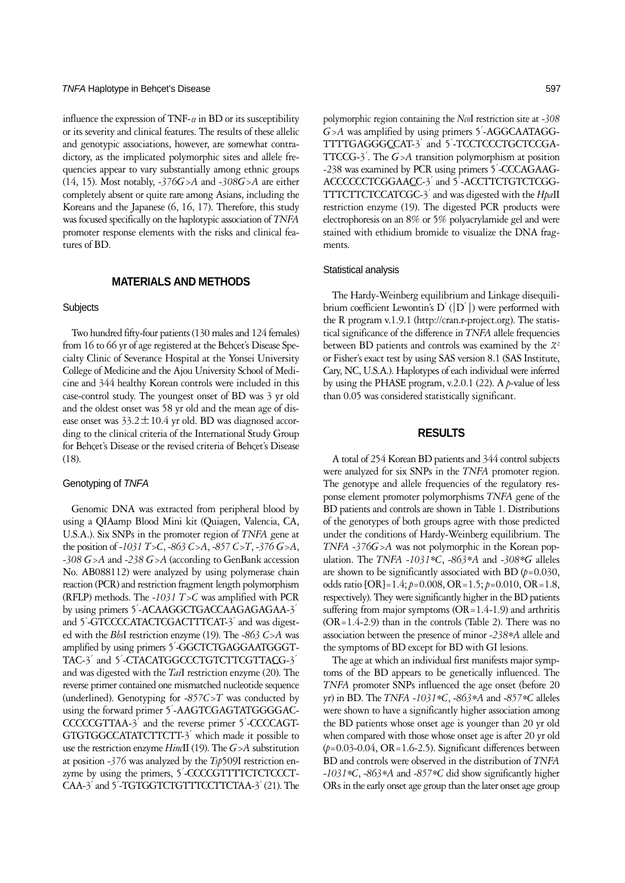influence the expression of TNF-$\alpha$ in BD or its susceptibility or its severity and clinical features. The results of these allelic and genotypic associations, however, are somewhat contradictory, as the implicated polymorphic sites and allele frequencies appear to vary substantially among ethnic groups (14, 15). Most notably, *-376G>A* and *-308G>A* are either completely absent or quite rare among Asians, including the Koreans and the Japanese (6, 16, 17). Therefore, this study was focused specifically on the haplotypic association of *TNFA* promoter response elements with the risks and clinical features of BD.

## MATERIALS AND METHODS

### Subjects

Two hundred fifty-four patients (130 males and 124 females) from 16 to 66 yr of age registered at the Behçet's Disease Specialty Clinic of Severance Hospital at the Yonsei University College of Medicine and the Ajou University School of Medicine and 344 healthy Korean controls were included in this case-control study. The youngest onset of BD was 3 yr old and the oldest onset was 58 yr old and the mean age of disease onset was 33.2±10.4 yr old. BD was diagnosed according to the clinical criteria of the International Study Group for Behçet's Disease or the revised criteria of Behçet's Disease (18).

### Genotyping of *TNFA*

Genomic DNA was extracted from peripheral blood by using a QIAamp Blood Mini kit (Quiagen, Valencia, CA, U.S.A.). Six SNPs in the promoter region of *TNFA* gene at the position of *-1031 T>C*, *-863 C>A*, *-857 C>T*, *-376 G>A*, *-308 G>A* and *-238 G>A* (according to GenBank accession No. AB088112) were analyzed by using polymerase chain reaction (PCR) and restriction fragment length polymorphism (RFLP) methods. The *-1031 T>C* was amplified with PCR by using primers 5′-ACAAGGCTGACCAAGAGAGAA-3′ and 5′-GTCCCCATACTCGACTTTCAT-3′ and was digested with the *Bbs*I restriction enzyme (19). The *-863 C>A* was amplified by using primers 5′-GGCTCTGAGGAATGGGTTAC-3′ and 5′-CTACATGGCCCTGTCTTCGTTACG-3′ and was digested with the *Tai*I restriction enzyme (20). The reverse primer contained one mismatched nucleotide sequence (underlined). Genotyping for *-857C>T* was conducted by using the forward primer 5′-AAGTCGAGTATGGGGACCCCCCGTTAA-3′ and the reverse primer 5′-CCCCAGTGTGTGGCCATATCTTCTT-3′ which made it possible to use the restriction enzyme *Hinc*II (19). The *G>A* substitution at position *-376* was analyzed by the *Tsp*509I restriction enzyme by using the primers, 5′-CCCCGTTTTCTCTCCCTCAA-3′ and 5′-TGTGGTCTGTTTCCTTCTAA-3′ (21). The polymorphic region containing the *Nco*I restriction site at *-308 G>A* was amplified by using primers 5′-AGGCAATAGGTTTTGAGGGCCAT-3′ and 5′-TCCTCCCTGCTCCGATTCCG-3′. The *G>A* transition polymorphism at position -238 was examined by PCR using primers 5′-CCCAGAAGACCCCCCTCGGAACC-3′ and 5′-ACCTTCTGTCTCGGTTTCTTCTCCATCGC-3′ and was digested with the *Hpa*II restriction enzyme (19). The digested PCR products were electrophoresis on an 8% or 5% polyacrylamide gel and were stained with ethidium bromide to visualize the DNA fragments.

### Statistical analysis

The Hardy-Weinberg equilibrium and Linkage disequilibrium coefficient Lewontin's D′ (|D′|) were performed with the R program v.1.9.1 (http://cran.r-project.org). The statistical significance of the difference in *TNFA* allele frequencies between BD patients and controls was examined by the $\chi^2$ or Fisher's exact test by using SAS version 8.1 (SAS Institute, Cary, NC, U.S.A.). Haplotypes of each individual were inferred by using the PHASE program, v.2.0.1 (22). A $p$-value of less than 0.05 was considered statistically significant.

## RESULTS

A total of 254 Korean BD patients and 344 control subjects were analyzed for six SNPs in the *TNFA* promoter region. The genotype and allele frequencies of the regulatory response element promoter polymorphisms *TNFA* gene of the BD patients and controls are shown in Table 1. Distributions of the genotypes of both groups agree with those predicted under the conditions of Hardy-Weinberg equilibrium. The *TNFA -376G>A* was not polymorphic in the Korean population. The *TNFA -1031\*C*, *-863\*A* and *-308\*G* alleles are shown to be significantly associated with BD ($p$=0.030, odds ratio [OR]=1.4; $p$=0.008, OR=1.5; $p$=0.010, OR=1.8, respectively). They were significantly higher in the BD patients suffering from major symptoms (OR=1.4-1.9) and arthritis (OR=1.4-2.9) than in the controls (Table 2). There was no association between the presence of minor *-238\*A* allele and the symptoms of BD except for BD with GI lesions.

The age at which an individual first manifests major symptoms of the BD appears to be genetically influenced. The *TNFA* promoter SNPs influenced the age onset (before 20 yr) in BD. The *TNFA -1031\*C*, *-863\*A* and *-857\*C* alleles were shown to have a significantly higher association among the BD patients whose onset age is younger than 20 yr old when compared with those whose onset age is after 20 yr old ($p$=0.03-0.04, OR=1.6-2.5). Significant differences between BD and controls were observed in the distribution of *TNFA -1031\*C*, *-863\*A* and *-857\*C* did show significantly higher ORs in the early onset age group than the later onset age group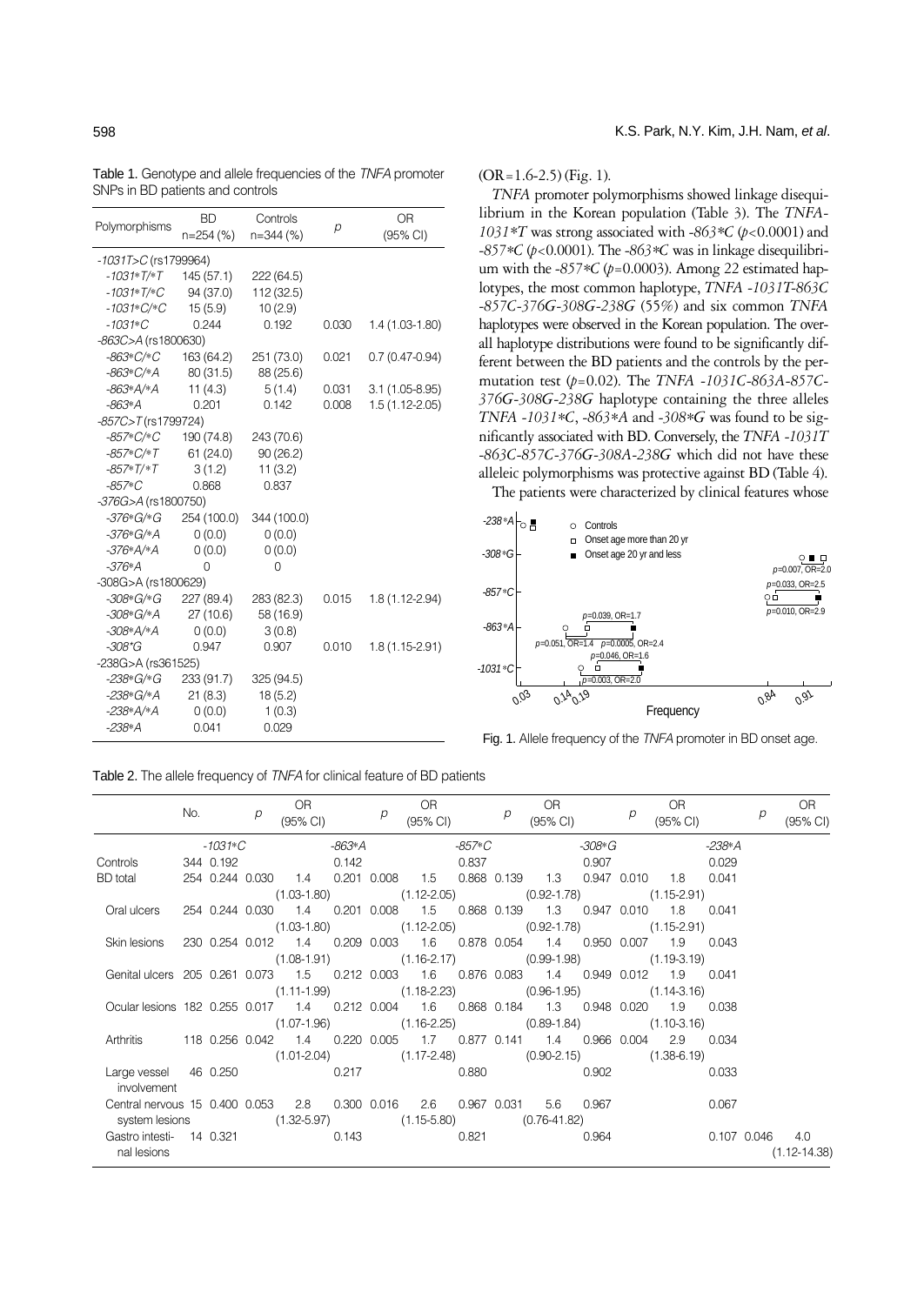Table 1. Genotype and allele frequencies of the *TNFA* promoter SNPs in BD patients and controls

| Polymorphisms | BD n=254 (%) | Controls n=344 (%) | *p* | OR (95% CI) |
|---|---|---|---|---|
| *-1031T>C* (rs1799964) | | | | |
| *-1031\*T/\*T* | 145 (57.1) | 222 (64.5) | | |
| *-1031\*T/\*C* | 94 (37.0) | 112 (32.5) | | |
| *-1031\*C/\*C* | 15 (5.9) | 10 (2.9) | | |
| *-1031\*C* | 0.244 | 0.192 | 0.030 | 1.4 (1.03-1.80) |
| *-863C>A* (rs1800630) | | | | |
| *-863\*C/\*C* | 163 (64.2) | 251 (73.0) | 0.021 | 0.7 (0.47-0.94) |
| *-863\*C/\*A* | 80 (31.5) | 88 (25.6) | | |
| *-863\*A/\*A* | 11 (4.3) | 5 (1.4) | 0.031 | 3.1 (1.05-8.95) |
| *-863\*A* | 0.201 | 0.142 | 0.008 | 1.5 (1.12-2.05) |
| *-857C>T* (rs1799724) | | | | |
| *-857\*C/\*C* | 190 (74.8) | 243 (70.6) | | |
| *-857\*C/\*T* | 61 (24.0) | 90 (26.2) | | |
| *-857\*T/\*T* | 3 (1.2) | 11 (3.2) | | |
| *-857\*C* | 0.868 | 0.837 | | |
| *-376G>A* (rs1800750) | | | | |
| *-376\*G/\*G* | 254 (100.0) | 344 (100.0) | | |
| *-376\*G/\*A* | 0 (0.0) | 0 (0.0) | | |
| *-376\*A/\*A* | 0 (0.0) | 0 (0.0) | | |
| *-376\*A* | 0 | 0 | | |
| -308G>A (rs1800629) | | | | |
| *-308\*G/\*G* | 227 (89.4) | 283 (82.3) | 0.015 | 1.8 (1.12-2.94) |
| *-308\*G/\*A* | 27 (10.6) | 58 (16.9) | | |
| *-308\*A/\*A* | 0 (0.0) | 3 (0.8) | | |
| *-308\*G* | 0.947 | 0.907 | 0.010 | 1.8 (1.15-2.91) |
| -238G>A (rs361525) | | | | |
| *-238\*G/\*G* | 233 (91.7) | 325 (94.5) | | |
| *-238\*G/\*A* | 21 (8.3) | 18 (5.2) | | |
| *-238\*A/\*A* | 0 (0.0) | 1 (0.3) | | |
| *-238\*A* | 0.041 | 0.029 | | |

(OR=1.6-2.5) (Fig. 1).

*TNFA* promoter polymorphisms showed linkage disequilibrium in the Korean population (Table 3). The *TNFA-1031\*T* was strong associated with *-863\*C* ($p<0.0001$) and *-857\*C* ($p<0.0001$). The *-863\*C* was in linkage disequilibrium with the *-857\*C* ($p=0.0003$). Among 22 estimated haplotypes, the most common haplotype, *TNFA -1031T-863C-857C-376G-308G-238G* (55%) and six common *TNFA* haplotypes were observed in the Korean population. The overall haplotype distributions were found to be significantly different between the BD patients and the controls by the permutation test ($p=0.02$). The *TNFA -1031C-863A-857C-376G-308G-238G* haplotype containing the three alleles *TNFA -1031\*C*, *-863\*A* and *-308\*G* was found to be significantly associated with BD. Conversely, the *TNFA -1031T-863C-857C-376G-308A-238G* which did not have these alleleic polymorphisms was protective against BD (Table 4).

The patients were characterized by clinical features whose

Fig. 1. Allele frequency of the *TNFA* promoter in BD onset age.

Table 2. The allele frequency of *TNFA* for clinical feature of BD patients

| | No. | *-1031\*C* | *p* | OR (95% CI) | *-863\*A* | *p* | OR (95% CI) | *-857\*C* | *p* | OR (95% CI) | *-308\*G* | *p* | OR (95% CI) | *-238\*A* | *p* | OR (95% CI) |
|---|---|---|---|---|---|---|---|---|---|---|---|---|---|---|---|---|
| Controls | 344 | 0.192 | | | 0.142 | | | 0.837 | | | 0.907 | | | 0.029 | | |
| BD total | 254 | 0.244 | 0.030 | 1.4 (1.03-1.80) | 0.201 | 0.008 | 1.5 (1.12-2.05) | 0.868 | 0.139 | 1.3 (0.92-1.78) | 0.947 | 0.010 | 1.8 (1.15-2.91) | 0.041 | | |
| Oral ulcers | 254 | 0.244 | 0.030 | 1.4 (1.03-1.80) | 0.201 | 0.008 | 1.5 (1.12-2.05) | 0.868 | 0.139 | 1.3 (0.92-1.78) | 0.947 | 0.010 | 1.8 (1.15-2.91) | 0.041 | | |
| Skin lesions | 230 | 0.254 | 0.012 | 1.4 (1.08-1.91) | 0.209 | 0.003 | 1.6 (1.16-2.17) | 0.878 | 0.054 | 1.4 (0.99-1.98) | 0.950 | 0.007 | 1.9 (1.19-3.19) | 0.043 | | |
| Genital ulcers | 205 | 0.261 | 0.073 | 1.5 (1.11-1.99) | 0.212 | 0.003 | 1.6 (1.18-2.23) | 0.876 | 0.083 | 1.4 (0.96-1.95) | 0.949 | 0.012 | 1.9 (1.14-3.16) | 0.041 | | |
| Ocular lesions | 182 | 0.255 | 0.017 | 1.4 (1.07-1.96) | 0.212 | 0.004 | 1.6 (1.16-2.25) | 0.868 | 0.184 | 1.3 (0.89-1.84) | 0.948 | 0.020 | 1.9 (1.10-3.16) | 0.038 | | |
| Arthritis | 118 | 0.256 | 0.042 | 1.4 (1.01-2.04) | 0.220 | 0.005 | 1.7 (1.17-2.48) | 0.877 | 0.141 | 1.4 (0.90-2.15) | 0.966 | 0.004 | 2.9 (1.38-6.19) | 0.034 | | |
| Large vessel involvement | 46 | 0.250 | | | 0.217 | | | 0.880 | | | 0.902 | | | 0.033 | | |
| Central nervous system lesions | 15 | 0.400 | 0.053 | 2.8 (1.32-5.97) | 0.300 | 0.016 | 2.6 (1.15-5.80) | 0.967 | 0.031 | 5.6 (0.76-41.82) | 0.967 | | | 0.067 | | |
| Gastro intestinal lesions | 14 | 0.321 | | | 0.143 | | | 0.821 | | | 0.964 | | | 0.107 | 0.046 | 4.0 (1.12-14.38) |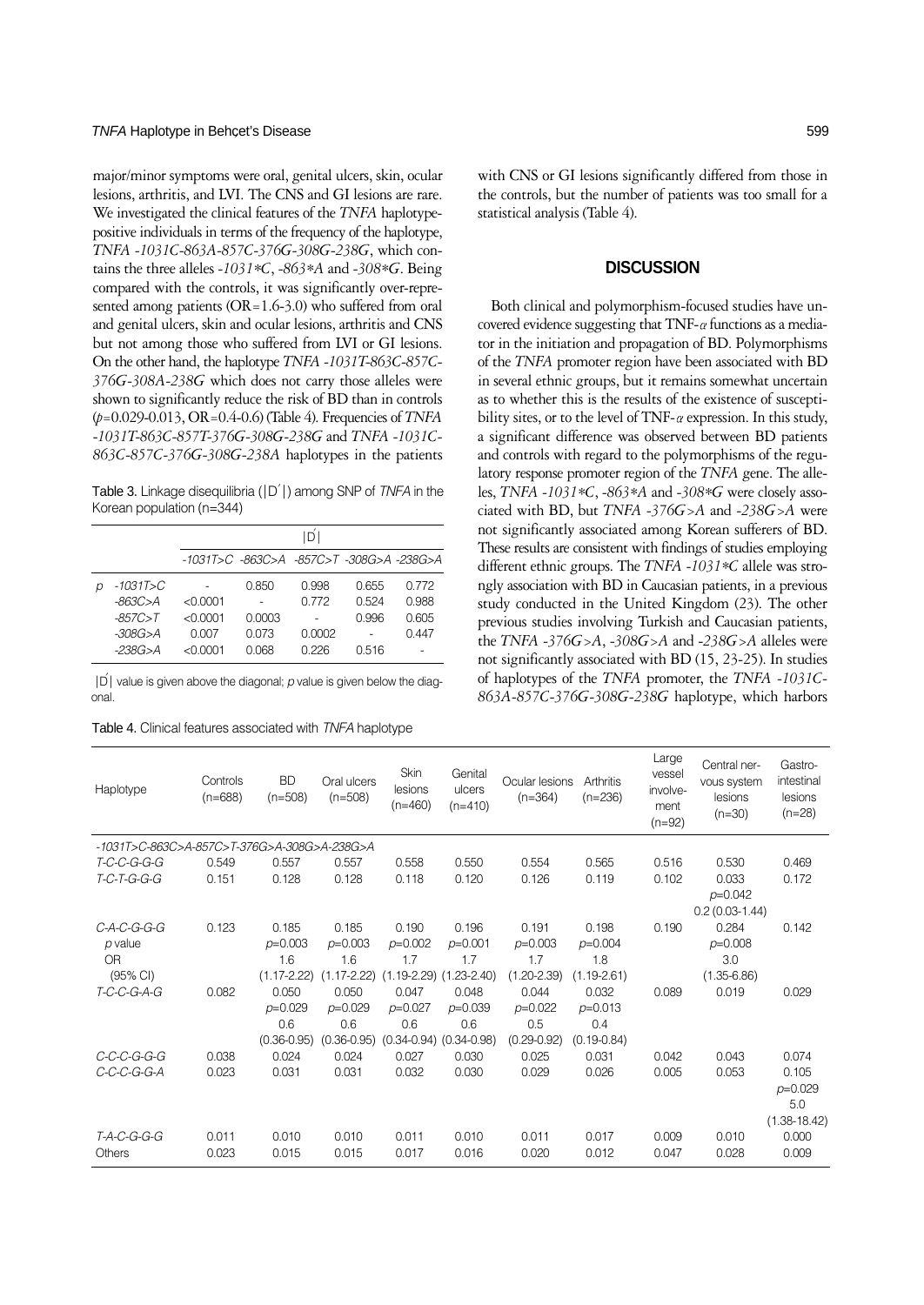major/minor symptoms were oral, genital ulcers, skin, ocular lesions, arthritis, and LVI. The CNS and GI lesions are rare. We investigated the clinical features of the *TNFA* haplotype-positive individuals in terms of the frequency of the haplotype, *TNFA -1031C-863A-857C-376G-308G-238G*, which contains the three alleles *-1031*C*, *-863*A* and *-308*G*. Being compared with the controls, it was significantly over-represented among patients (OR=1.6-3.0) who suffered from oral and genital ulcers, skin and ocular lesions, arthritis and CNS but not among those who suffered from LVI or GI lesions. On the other hand, the haplotype *TNFA -1031T-863C-857C-376G-308A-238G* which does not carry those alleles were shown to significantly reduce the risk of BD than in controls ($p$=0.029-0.013, OR=0.4-0.6) (Table 4). Frequencies of *TNFA -1031T-863C-857T-376G-308G-238G* and *TNFA -1031C-863C-857C-376G-308G-238A* haplotypes in the patients with CNS or GI lesions significantly differed from those in the controls, but the number of patients was too small for a statistical analysis (Table 4).

Table 3. Linkage disequilibria (|D′|) among SNP of *TNFA* in the Korean population (n=344)

| | | \|D′\| | | | | |
|---|---|---|---|---|---|---|
| | | *-1031T>C* | *-863C>A* | *-857C>T* | *-308G>A* | *-238G>A* |
| $p$ | *-1031T>C* | - | 0.850 | 0.998 | 0.655 | 0.772 |
| | *-863C>A* | <0.0001 | - | 0.772 | 0.524 | 0.988 |
| | *-857C>T* | <0.0001 | 0.0003 | - | 0.996 | 0.605 |
| | *-308G>A* | 0.007 | 0.073 | 0.0002 | - | 0.447 |
| | *-238G>A* | <0.0001 | 0.068 | 0.226 | 0.516 | - |

|D′| value is given above the diagonal; $p$ value is given below the diagonal.

Table 4. Clinical features associated with *TNFA* haplotype

| Haplotype | Controls (n=688) | BD (n=508) | Oral ulcers (n=508) | Skin lesions (n=460) | Genital ulcers (n=410) | Ocular lesions (n=364) | Arthritis (n=236) | Large vessel involvement (n=92) | Central nervous system lesions (n=30) | Gastro-intestinal lesions (n=28) |
|---|---|---|---|---|---|---|---|---|---|---|
| *-1031T>C-863C>A-857C>T-376G>A-308G>A-238G>A* | | | | | | | | | | |
| *T-C-C-G-G-G* | 0.549 | 0.557 | 0.557 | 0.558 | 0.550 | 0.554 | 0.565 | 0.516 | 0.530 | 0.469 |
| *T-C-T-G-G-G* | 0.151 | 0.128 | 0.128 | 0.118 | 0.120 | 0.126 | 0.119 | 0.102 | 0.033<br>$p$=0.042<br>0.2 (0.03-1.44) | 0.172 |
| *C-A-C-G-G-G*<br>$p$ value<br>OR<br>(95% CI) | 0.123 | 0.185<br>$p$=0.003<br>1.6<br>(1.17-2.22) | 0.185<br>$p$=0.003<br>1.6<br>(1.17-2.22) | 0.190<br>$p$=0.002<br>1.7<br>(1.19-2.29) | 0.196<br>$p$=0.001<br>1.7<br>(1.23-2.40) | 0.191<br>$p$=0.003<br>1.7<br>(1.20-2.39) | 0.198<br>$p$=0.004<br>1.8<br>(1.19-2.61) | 0.190 | 0.284<br>$p$=0.008<br>3.0<br>(1.35-6.86) | 0.142 |
| *T-C-C-G-A-G* | 0.082 | 0.050<br>$p$=0.029<br>0.6<br>(0.36-0.95) | 0.050<br>$p$=0.029<br>0.6<br>(0.36-0.95) | 0.047<br>$p$=0.027<br>0.6<br>(0.34-0.94) | 0.048<br>$p$=0.039<br>0.6<br>(0.34-0.98) | 0.044<br>$p$=0.022<br>0.5<br>(0.29-0.92) | 0.032<br>$p$=0.013<br>0.4<br>(0.19-0.84) | 0.089 | 0.019 | 0.029 |
| *C-C-C-G-G-G* | 0.038 | 0.024 | 0.024 | 0.027 | 0.030 | 0.025 | 0.031 | 0.042 | 0.043 | 0.074 |
| *C-C-C-G-G-A* | 0.023 | 0.031 | 0.031 | 0.032 | 0.030 | 0.029 | 0.026 | 0.005 | 0.053 | 0.105<br>$p$=0.029<br>5.0<br>(1.38-18.42) |
| *T-A-C-G-G-G* | 0.011 | 0.010 | 0.010 | 0.011 | 0.010 | 0.011 | 0.017 | 0.009 | 0.010 | 0.000 |
| Others | 0.023 | 0.015 | 0.015 | 0.017 | 0.016 | 0.020 | 0.012 | 0.047 | 0.028 | 0.009 |

## DISCUSSION

Both clinical and polymorphism-focused studies have uncovered evidence suggesting that TNF-$\alpha$ functions as a mediator in the initiation and propagation of BD. Polymorphisms of the *TNFA* promoter region have been associated with BD in several ethnic groups, but it remains somewhat uncertain as to whether this is the results of the existence of susceptibility sites, or to the level of TNF-$\alpha$ expression. In this study, a significant difference was observed between BD patients and controls with regard to the polymorphisms of the regulatory response promoter region of the *TNFA* gene. The alleles, *TNFA -1031*C*, *-863*A* and *-308*G* were closely associated with BD, but *TNFA -376G>A* and *-238G>A* were not significantly associated among Korean sufferers of BD. These results are consistent with findings of studies employing different ethnic groups. The *TNFA -1031*C* allele was strongly association with BD in Caucasian patients, in a previous study conducted in the United Kingdom (23). The other previous studies involving Turkish and Caucasian patients, the *TNFA -376G>A*, *-308G>A* and *-238G>A* alleles were not significantly associated with BD (15, 23-25). In studies of haplotypes of the *TNFA* promoter, the *TNFA -1031C-863A-857C-376G-308G-238G* haplotype, which harbors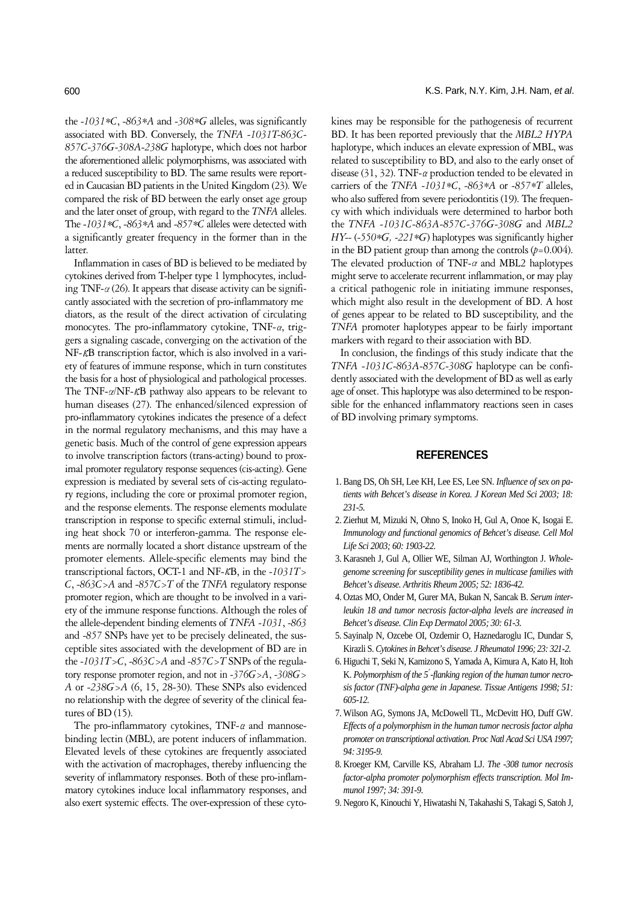the *-1031\*C*, *-863\*A* and *-308\*G* alleles, was significantly associated with BD. Conversely, the *TNFA -1031T-863C-857C-376G-308A-238G* haplotype, which does not harbor the aforementioned allelic polymorphisms, was associated with a reduced susceptibility to BD. The same results were reported in Caucasian BD patients in the United Kingdom (23). We compared the risk of BD between the early onset age group and the later onset of group, with regard to the *TNFA* alleles. The *-1031\*C*, *-863\*A* and *-857\*C* alleles were detected with a significantly greater frequency in the former than in the latter.

Inflammation in cases of BD is believed to be mediated by cytokines derived from T-helper type 1 lymphocytes, including TNF-$\alpha$ (26). It appears that disease activity can be significantly associated with the secretion of pro-inflammatory mediators, as the result of the direct activation of circulating monocytes. The pro-inflammatory cytokine, TNF-$\alpha$, triggers a signaling cascade, converging on the activation of the NF-$\kappa$B transcription factor, which is also involved in a variety of features of immune response, which in turn constitutes the basis for a host of physiological and pathological processes. The TNF-$\alpha$/NF-$\kappa$B pathway also appears to be relevant to human diseases (27). The enhanced/silenced expression of pro-inflammatory cytokines indicates the presence of a defect in the normal regulatory mechanisms, and this may have a genetic basis. Much of the control of gene expression appears to involve transcription factors (trans-acting) bound to proximal promoter regulatory response sequences (cis-acting). Gene expression is mediated by several sets of cis-acting regulatory regions, including the core or proximal promoter region, and the response elements. The response elements modulate transcription in response to specific external stimuli, including heat shock 70 or interferon-gamma. The response elements are normally located a short distance upstream of the promoter elements. Allele-specific elements may bind the transcriptional factors, OCT-1 and NF-$\kappa$B, in the *-1031T>C*, *-863C>A* and *-857C>T* of the *TNFA* regulatory response promoter region, which are thought to be involved in a variety of the immune response functions. Although the roles of the allele-dependent binding elements of *TNFA -1031*, *-863* and *-857* SNPs have yet to be precisely delineated, the susceptible sites associated with the development of BD are in the *-1031T>C*, *-863C>A* and *-857C>T* SNPs of the regulatory response promoter region, and not in *-376G>A*, *-308G>A* or *-238G>A* (6, 15, 28-30). These SNPs also evidenced no relationship with the degree of severity of the clinical features of BD (15).

The pro-inflammatory cytokines, TNF-$\alpha$ and mannose-binding lectin (MBL), are potent inducers of inflammation. Elevated levels of these cytokines are frequently associated with the activation of macrophages, thereby influencing the severity of inflammatory responses. Both of these pro-inflammatory cytokines induce local inflammatory responses, and also exert systemic effects. The over-expression of these cytokines may be responsible for the pathogenesis of recurrent BD. It has been reported previously that the *MBL2 HYPA* haplotype, which induces an elevate expression of MBL, was related to susceptibility to BD, and also to the early onset of disease (31, 32). TNF-$\alpha$ production tended to be elevated in carriers of the *TNFA -1031\*C*, *-863\*A* or *-857\*T* alleles, who also suffered from severe periodontitis (19). The frequency with which individuals were determined to harbor both the *TNFA -1031C-863A-857C-376G-308G* and *MBL2 HY--* (*-550\*G, -221\*G*) haplotypes was significantly higher in the BD patient group than among the controls ($p=0.004$). The elevated production of TNF-$\alpha$ and MBL2 haplotypes might serve to accelerate recurrent inflammation, or may play a critical pathogenic role in initiating immune responses, which might also result in the development of BD. A host of genes appear to be related to BD susceptibility, and the *TNFA* promoter haplotypes appear to be fairly important markers with regard to their association with BD.

In conclusion, the findings of this study indicate that the *TNFA -1031C-863A-857C-308G* haplotype can be confidently associated with the development of BD as well as early age of onset. This haplotype was also determined to be responsible for the enhanced inflammatory reactions seen in cases of BD involving primary symptoms.

## REFERENCES

1. Bang DS, Oh SH, Lee KH, Lee ES, Lee SN. *Influence of sex on patients with Behcet's disease in Korea. J Korean Med Sci 2003; 18: 231-5.*
2. Zierhut M, Mizuki N, Ohno S, Inoko H, Gul A, Onoe K, Isogai E. *Immunology and functional genomics of Behcet's disease. Cell Mol Life Sci 2003; 60: 1903-22.*
3. Karasneh J, Gul A, Ollier WE, Silman AJ, Worthington J. *Whole-genome screening for susceptibility genes in multicase families with Behcet's disease. Arthritis Rheum 2005; 52: 1836-42.*
4. Oztas MO, Onder M, Gurer MA, Bukan N, Sancak B. *Serum interleukin 18 and tumor necrosis factor-alpha levels are increased in Behcet's disease. Clin Exp Dermatol 2005; 30: 61-3.*
5. Sayinalp N, Ozcebe OI, Ozdemir O, Haznedaroglu IC, Dundar S, Kirazli S. *Cytokines in Behcet's disease. J Rheumatol 1996; 23: 321-2.*
6. Higuchi T, Seki N, Kamizono S, Yamada A, Kimura A, Kato H, Itoh K. *Polymorphism of the 5′-flanking region of the human tumor necrosis factor (TNF)-alpha gene in Japanese. Tissue Antigens 1998; 51: 605-12.*
7. Wilson AG, Symons JA, McDowell TL, McDevitt HO, Duff GW. *Effects of a polymorphism in the human tumor necrosis factor alpha promoter on transcriptional activation. Proc Natl Acad Sci USA 1997; 94: 3195-9.*
8. Kroeger KM, Carville KS, Abraham LJ. *The -308 tumor necrosis factor-alpha promoter polymorphism effects transcription. Mol Immunol 1997; 34: 391-9.*
9. Negoro K, Kinouchi Y, Hiwatashi N, Takahashi S, Takagi S, Satoh J,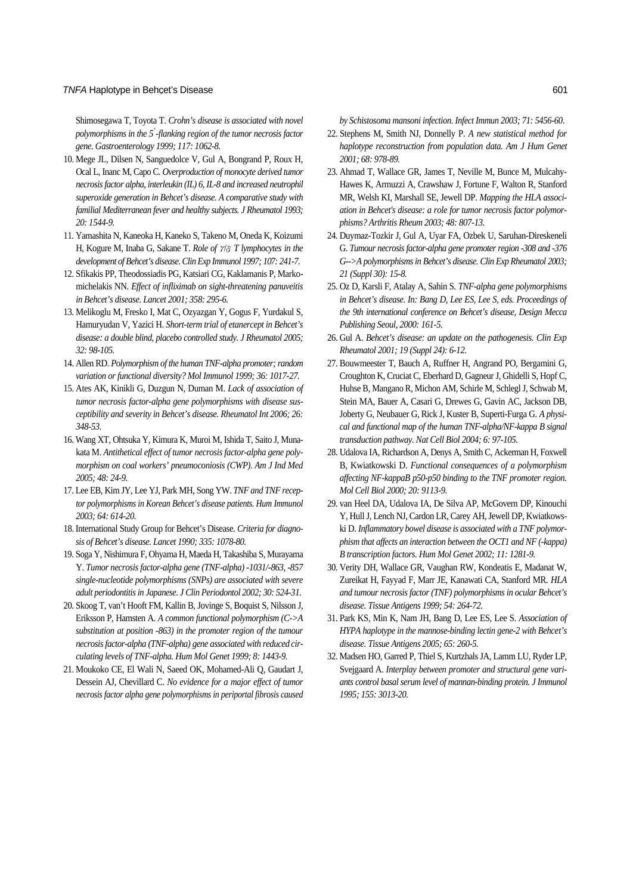Shimosegawa T, Toyota T. *Crohn's disease is associated with novel polymorphisms in the 5′-flanking region of the tumor necrosis factor gene. Gastroenterology 1999; 117: 1062-8.*

10. Mege JL, Dilsen N, Sanguedolce V, Gul A, Bongrand P, Roux H, Ocal L, Inanc M, Capo C. *Overproduction of monocyte derived tumor necrosis factor alpha, interleukin (IL) 6, IL-8 and increased neutrophil superoxide generation in Behcet's disease. A comparative study with familial Mediterranean fever and healthy subjects. J Rheumatol 1993; 20: 1544-9.*
11. Yamashita N, Kaneoka H, Kaneko S, Takeno M, Oneda K, Koizumi H, Kogure M, Inaba G, Sakane T. *Role of γ/δ T lymphocytes in the development of Behcet's disease. Clin Exp Immunol 1997; 107: 241-7.*
12. Sfikakis PP, Theodossiadis PG, Katsiari CG, Kaklamanis P, Markomichelakis NN. *Effect of infliximab on sight-threatening panuveitis in Behcet's disease. Lancet 2001; 358: 295-6.*
13. Melikoglu M, Fresko I, Mat C, Ozyazgan Y, Gogus F, Yurdakul S, Hamuryudan V, Yazici H. *Short-term trial of etanercept in Behcet's disease: a double blind, placebo controlled study. J Rheumatol 2005; 32: 98-105.*
14. Allen RD. *Polymorphism of the human TNF-alpha promoter; random variation or functional diversity? Mol Immunol 1999; 36: 1017-27.*
15. Ates AK, Kinikli G, Duzgun N, Duman M. *Lack of association of tumor necrosis factor-alpha gene polymorphisms with disease susceptibility and severity in Behcet's disease. Rheumatol Int 2006; 26: 348-53.*
16. Wang XT, Ohtsuka Y, Kimura K, Muroi M, Ishida T, Saito J, Munakata M. *Antithetical effect of tumor necrosis factor-alpha gene polymorphism on coal workers' pneumoconiosis (CWP). Am J Ind Med 2005; 48: 24-9.*
17. Lee EB, Kim JY, Lee YJ, Park MH, Song YW. *TNF and TNF receptor polymorphisms in Korean Behcet's disease patients. Hum Immunol 2003; 64: 614-20.*
18. International Study Group for Behcet's Disease. *Criteria for diagnosis of Behcet's disease. Lancet 1990; 335: 1078-80.*
19. Soga Y, Nishimura F, Ohyama H, Maeda H, Takashiba S, Murayama Y. *Tumor necrosis factor-alpha gene (TNF-alpha) -1031/-863, -857 single-nucleotide polymorphisms (SNPs) are associated with severe adult periodontitis in Japanese. J Clin Periodontol 2002; 30: 524-31.*
20. Skoog T, van't Hooft FM, Kallin B, Jovinge S, Boquist S, Nilsson J, Eriksson P, Hamsten A. *A common functional polymorphism (C->A substitution at position -863) in the promoter region of the tumour necrosis factor-alpha (TNF-alpha) gene associated with reduced circulating levels of TNF-alpha. Hum Mol Genet 1999; 8: 1443-9.*
21. Moukoko CE, El Wali N, Saeed OK, Mohamed-Ali Q, Gaudart J, Dessein AJ, Chevillard C. *No evidence for a major effect of tumor necrosis factor alpha gene polymorphisms in periportal fibrosis caused by Schistosoma mansoni infection. Infect Immun 2003; 71: 5456-60.*
22. Stephens M, Smith NJ, Donnelly P. *A new statistical method for haplotype reconstruction from population data. Am J Hum Genet 2001; 68: 978-89.*
23. Ahmad T, Wallace GR, James T, Neville M, Bunce M, Mulcahy-Hawes K, Armuzzi A, Crawshaw J, Fortune F, Walton R, Stanford MR, Welsh KI, Marshall SE, Jewell DP. *Mapping the HLA association in Behcet's disease: a role for tumor necrosis factor polymorphisms? Arthritis Rheum 2003; 48: 807-13.*
24. Duymaz-Tozkir J, Gul A, Uyar FA, Ozbek U, Saruhan-Direskeneli G. *Tumour necrosis factor-alpha gene promoter region -308 and -376 G-->A polymorphisms in Behcet's disease. Clin Exp Rheumatol 2003; 21 (Suppl 30): 15-8.*
25. Oz D, Karsli F, Atalay A, Sahin S. *TNF-alpha gene polymorphisms in Behcet's disease. In: Bang D, Lee ES, Lee S, eds. Proceedings of the 9th international conference on Behcet's disease, Design Mecca Publishing Seoul, 2000: 161-5.*
26. Gul A. *Behcet's disease: an update on the pathogenesis. Clin Exp Rheumatol 2001; 19 (Suppl 24): 6-12.*
27. Bouwmeester T, Bauch A, Ruffner H, Angrand PO, Bergamini G, Croughton K, Cruciat C, Eberhard D, Gagneur J, Ghidelli S, Hopf C, Huhse B, Mangano R, Michon AM, Schirle M, Schlegl J, Schwab M, Stein MA, Bauer A, Casari G, Drewes G, Gavin AC, Jackson DB, Joberty G, Neubauer G, Rick J, Kuster B, Superti-Furga G. *A physical and functional map of the human TNF-alpha/NF-kappa B signal transduction pathway. Nat Cell Biol 2004; 6: 97-105.*
28. Udalova IA, Richardson A, Denys A, Smith C, Ackerman H, Foxwell B, Kwiatkowski D. *Functional consequences of a polymorphism affecting NF-kappaB p50-p50 binding to the TNF promoter region. Mol Cell Biol 2000; 20: 9113-9.*
29. van Heel DA, Udalova IA, De Silva AP, McGovern DP, Kinouchi Y, Hull J, Lench NJ, Cardon LR, Carey AH, Jewell DP, Kwiatkowski D. *Inflammatory bowel disease is associated with a TNF polymorphism that affects an interaction between the OCT1 and NF (-kappa) B transcription factors. Hum Mol Genet 2002; 11: 1281-9.*
30. Verity DH, Wallace GR, Vaughan RW, Kondeatis E, Madanat W, Zureikat H, Fayyad F, Marr JE, Kanawati CA, Stanford MR. *HLA and tumour necrosis factor (TNF) polymorphisms in ocular Behcet's disease. Tissue Antigens 1999; 54: 264-72.*
31. Park KS, Min K, Nam JH, Bang D, Lee ES, Lee S. *Association of HYPA haplotype in the mannose-binding lectin gene-2 with Behcet's disease. Tissue Antigens 2005; 65: 260-5.*
32. Madsen HO, Garred P, Thiel S, Kurtzhals JA, Lamm LU, Ryder LP, Svejgaard A. *Interplay between promoter and structural gene variants control basal serum level of mannan-binding protein. J Immunol 1995; 155: 3013-20.*